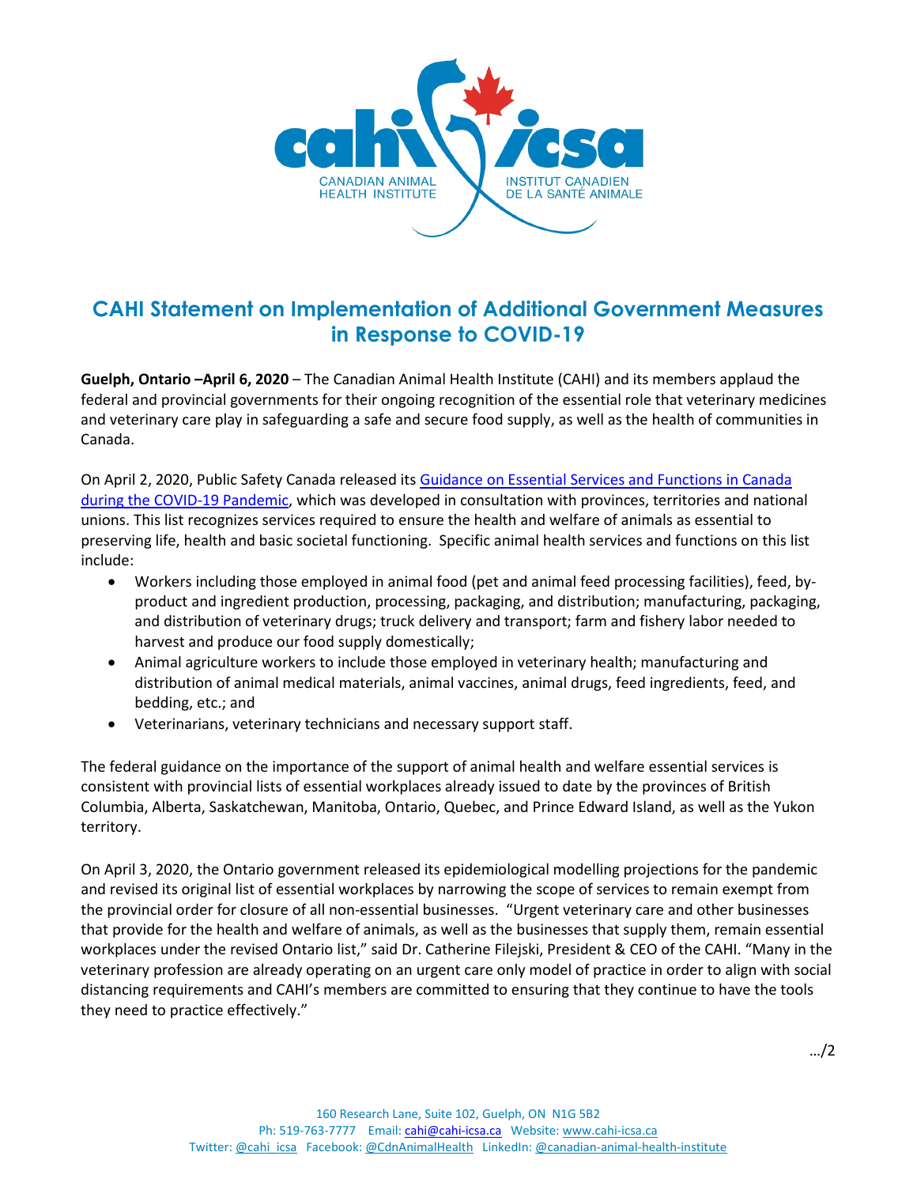# CAHI Statement on Implementation of Additional Government Measures in Response to COVID-19

**Guelph, Ontario –April 6, 2020** – The Canadian Animal Health Institute (CAHI) and its members applaud the federal and provincial governments for their ongoing recognition of the essential role that veterinary medicines and veterinary care play in safeguarding a safe and secure food supply, as well as the health of communities in Canada.

On April 2, 2020, Public Safety Canada released its [Guidance on Essential Services and Functions in Canada during the COVID-19 Pandemic](), which was developed in consultation with provinces, territories and national unions. This list recognizes services required to ensure the health and welfare of animals as essential to preserving life, health and basic societal functioning. Specific animal health services and functions on this list include:

- Workers including those employed in animal food (pet and animal feed processing facilities), feed, by-product and ingredient production, processing, packaging, and distribution; manufacturing, packaging, and distribution of veterinary drugs; truck delivery and transport; farm and fishery labor needed to harvest and produce our food supply domestically;
- Animal agriculture workers to include those employed in veterinary health; manufacturing and distribution of animal medical materials, animal vaccines, animal drugs, feed ingredients, feed, and bedding, etc.; and
- Veterinarians, veterinary technicians and necessary support staff.

The federal guidance on the importance of the support of animal health and welfare essential services is consistent with provincial lists of essential workplaces already issued to date by the provinces of British Columbia, Alberta, Saskatchewan, Manitoba, Ontario, Quebec, and Prince Edward Island, as well as the Yukon territory.

On April 3, 2020, the Ontario government released its epidemiological modelling projections for the pandemic and revised its original list of essential workplaces by narrowing the scope of services to remain exempt from the provincial order for closure of all non-essential businesses. "Urgent veterinary care and other businesses that provide for the health and welfare of animals, as well as the businesses that supply them, remain essential workplaces under the revised Ontario list," said Dr. Catherine Filejski, President & CEO of the CAHI. "Many in the veterinary profession are already operating on an urgent care only model of practice in order to align with social distancing requirements and CAHI's members are committed to ensuring that they continue to have the tools they need to practice effectively."

…/2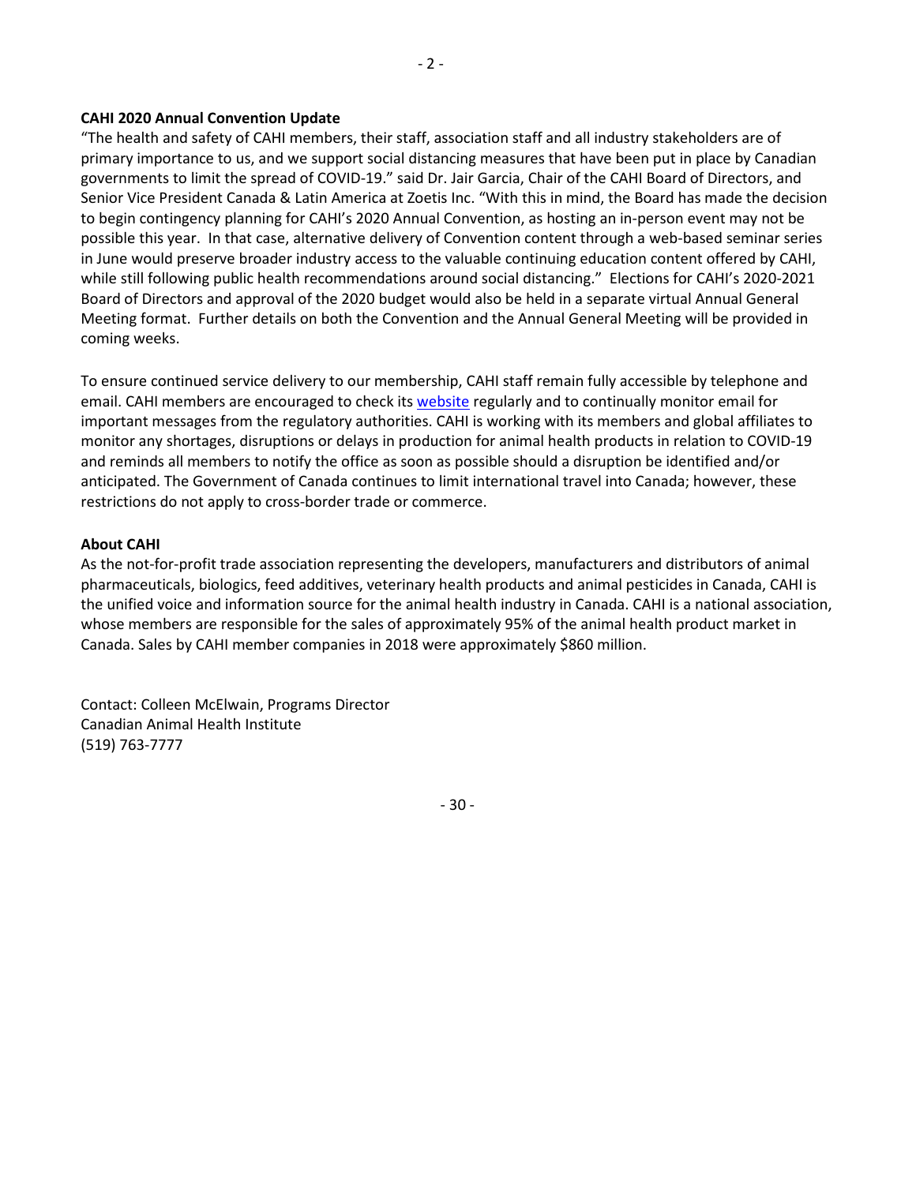**CAHI 2020 Annual Convention Update**

"The health and safety of CAHI members, their staff, association staff and all industry stakeholders are of primary importance to us, and we support social distancing measures that have been put in place by Canadian governments to limit the spread of COVID-19." said Dr. Jair Garcia, Chair of the CAHI Board of Directors, and Senior Vice President Canada & Latin America at Zoetis Inc. "With this in mind, the Board has made the decision to begin contingency planning for CAHI's 2020 Annual Convention, as hosting an in-person event may not be possible this year. In that case, alternative delivery of Convention content through a web-based seminar series in June would preserve broader industry access to the valuable continuing education content offered by CAHI, while still following public health recommendations around social distancing." Elections for CAHI's 2020-2021 Board of Directors and approval of the 2020 budget would also be held in a separate virtual Annual General Meeting format. Further details on both the Convention and the Annual General Meeting will be provided in coming weeks.

To ensure continued service delivery to our membership, CAHI staff remain fully accessible by telephone and email. CAHI members are encouraged to check its website regularly and to continually monitor email for important messages from the regulatory authorities. CAHI is working with its members and global affiliates to monitor any shortages, disruptions or delays in production for animal health products in relation to COVID-19 and reminds all members to notify the office as soon as possible should a disruption be identified and/or anticipated. The Government of Canada continues to limit international travel into Canada; however, these restrictions do not apply to cross-border trade or commerce.

**About CAHI**

As the not-for-profit trade association representing the developers, manufacturers and distributors of animal pharmaceuticals, biologics, feed additives, veterinary health products and animal pesticides in Canada, CAHI is the unified voice and information source for the animal health industry in Canada. CAHI is a national association, whose members are responsible for the sales of approximately 95% of the animal health product market in Canada. Sales by CAHI member companies in 2018 were approximately $860 million.

Contact: Colleen McElwain, Programs Director
Canadian Animal Health Institute
(519) 763-7777

- 30 -